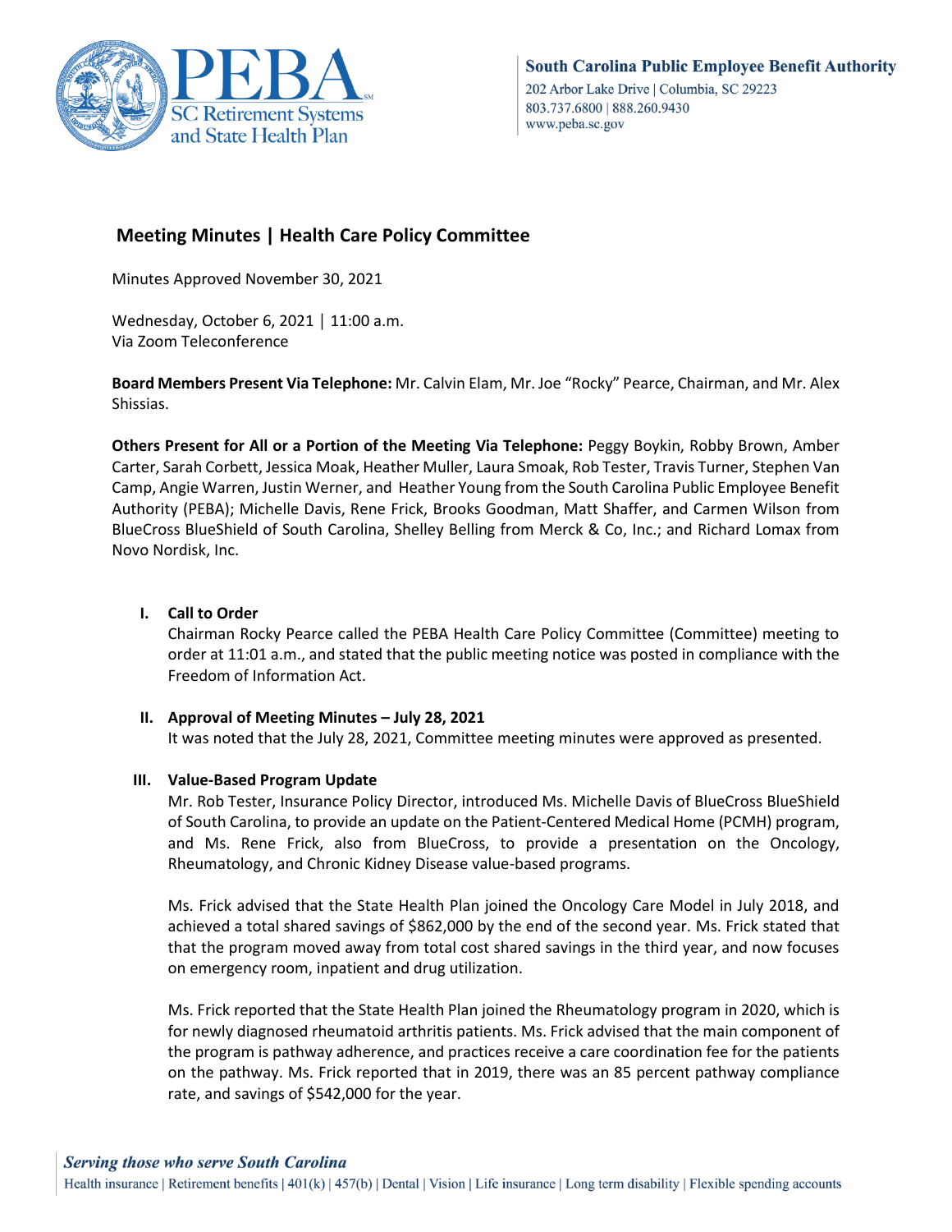South Carolina Public Employee Benefit Authority
202 Arbor Lake Drive | Columbia, SC 29223
803.737.6800 | 888.260.9430
www.peba.sc.gov

## Meeting Minutes | Health Care Policy Committee

Minutes Approved November 30, 2021

Wednesday, October 6, 2021 | 11:00 a.m.
Via Zoom Teleconference

**Board Members Present Via Telephone:** Mr. Calvin Elam, Mr. Joe "Rocky" Pearce, Chairman, and Mr. Alex Shissias.

**Others Present for All or a Portion of the Meeting Via Telephone:** Peggy Boykin, Robby Brown, Amber Carter, Sarah Corbett, Jessica Moak, Heather Muller, Laura Smoak, Rob Tester, Travis Turner, Stephen Van Camp, Angie Warren, Justin Werner, and Heather Young from the South Carolina Public Employee Benefit Authority (PEBA); Michelle Davis, Rene Frick, Brooks Goodman, Matt Shaffer, and Carmen Wilson from BlueCross BlueShield of South Carolina, Shelley Belling from Merck & Co, Inc.; and Richard Lomax from Novo Nordisk, Inc.

### I. Call to Order

Chairman Rocky Pearce called the PEBA Health Care Policy Committee (Committee) meeting to order at 11:01 a.m., and stated that the public meeting notice was posted in compliance with the Freedom of Information Act.

### II. Approval of Meeting Minutes – July 28, 2021

It was noted that the July 28, 2021, Committee meeting minutes were approved as presented.

### III. Value-Based Program Update

Mr. Rob Tester, Insurance Policy Director, introduced Ms. Michelle Davis of BlueCross BlueShield of South Carolina, to provide an update on the Patient-Centered Medical Home (PCMH) program, and Ms. Rene Frick, also from BlueCross, to provide a presentation on the Oncology, Rheumatology, and Chronic Kidney Disease value-based programs.

Ms. Frick advised that the State Health Plan joined the Oncology Care Model in July 2018, and achieved a total shared savings of $862,000 by the end of the second year. Ms. Frick stated that that the program moved away from total cost shared savings in the third year, and now focuses on emergency room, inpatient and drug utilization.

Ms. Frick reported that the State Health Plan joined the Rheumatology program in 2020, which is for newly diagnosed rheumatoid arthritis patients. Ms. Frick advised that the main component of the program is pathway adherence, and practices receive a care coordination fee for the patients on the pathway. Ms. Frick reported that in 2019, there was an 85 percent pathway compliance rate, and savings of $542,000 for the year.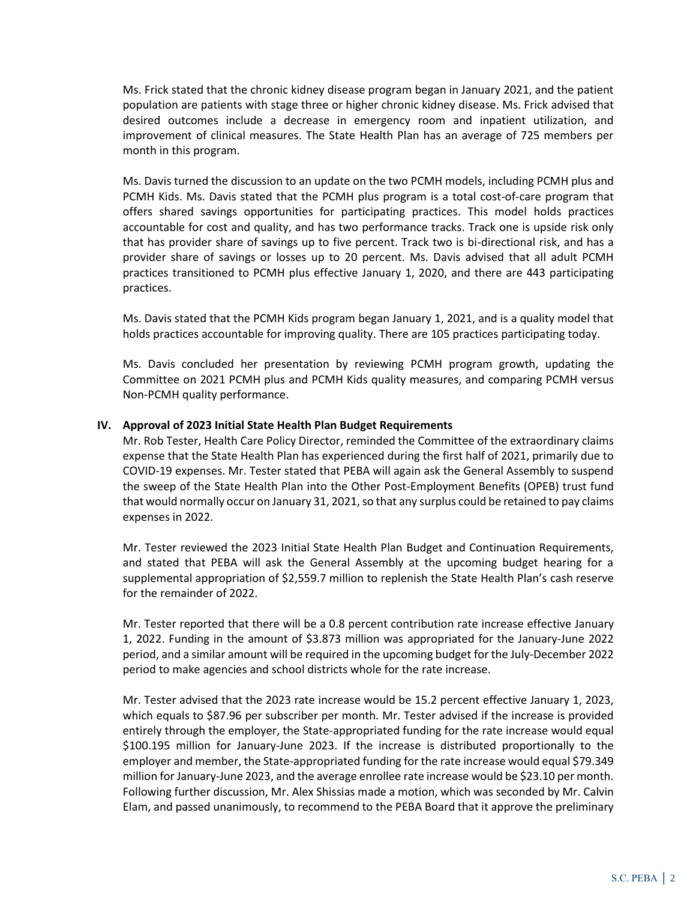Ms. Frick stated that the chronic kidney disease program began in January 2021, and the patient population are patients with stage three or higher chronic kidney disease. Ms. Frick advised that desired outcomes include a decrease in emergency room and inpatient utilization, and improvement of clinical measures. The State Health Plan has an average of 725 members per month in this program.

Ms. Davis turned the discussion to an update on the two PCMH models, including PCMH plus and PCMH Kids. Ms. Davis stated that the PCMH plus program is a total cost-of-care program that offers shared savings opportunities for participating practices. This model holds practices accountable for cost and quality, and has two performance tracks. Track one is upside risk only that has provider share of savings up to five percent. Track two is bi-directional risk, and has a provider share of savings or losses up to 20 percent. Ms. Davis advised that all adult PCMH practices transitioned to PCMH plus effective January 1, 2020, and there are 443 participating practices.

Ms. Davis stated that the PCMH Kids program began January 1, 2021, and is a quality model that holds practices accountable for improving quality. There are 105 practices participating today.

Ms. Davis concluded her presentation by reviewing PCMH program growth, updating the Committee on 2021 PCMH plus and PCMH Kids quality measures, and comparing PCMH versus Non-PCMH quality performance.

## IV. Approval of 2023 Initial State Health Plan Budget Requirements

Mr. Rob Tester, Health Care Policy Director, reminded the Committee of the extraordinary claims expense that the State Health Plan has experienced during the first half of 2021, primarily due to COVID-19 expenses. Mr. Tester stated that PEBA will again ask the General Assembly to suspend the sweep of the State Health Plan into the Other Post-Employment Benefits (OPEB) trust fund that would normally occur on January 31, 2021, so that any surplus could be retained to pay claims expenses in 2022.

Mr. Tester reviewed the 2023 Initial State Health Plan Budget and Continuation Requirements, and stated that PEBA will ask the General Assembly at the upcoming budget hearing for a supplemental appropriation of $2,559.7 million to replenish the State Health Plan's cash reserve for the remainder of 2022.

Mr. Tester reported that there will be a 0.8 percent contribution rate increase effective January 1, 2022. Funding in the amount of $3.873 million was appropriated for the January-June 2022 period, and a similar amount will be required in the upcoming budget for the July-December 2022 period to make agencies and school districts whole for the rate increase.

Mr. Tester advised that the 2023 rate increase would be 15.2 percent effective January 1, 2023, which equals to $87.96 per subscriber per month. Mr. Tester advised if the increase is provided entirely through the employer, the State-appropriated funding for the rate increase would equal $100.195 million for January-June 2023. If the increase is distributed proportionally to the employer and member, the State-appropriated funding for the rate increase would equal $79.349 million for January-June 2023, and the average enrollee rate increase would be $23.10 per month. Following further discussion, Mr. Alex Shissias made a motion, which was seconded by Mr. Calvin Elam, and passed unanimously, to recommend to the PEBA Board that it approve the preliminary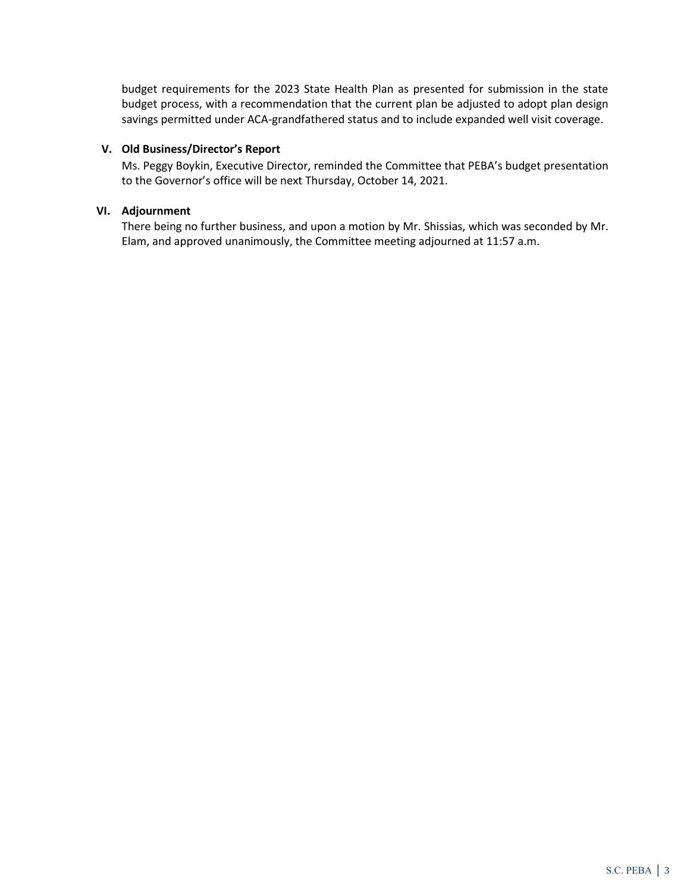budget requirements for the 2023 State Health Plan as presented for submission in the state budget process, with a recommendation that the current plan be adjusted to adopt plan design savings permitted under ACA-grandfathered status and to include expanded well visit coverage.

## V. Old Business/Director's Report

Ms. Peggy Boykin, Executive Director, reminded the Committee that PEBA's budget presentation to the Governor's office will be next Thursday, October 14, 2021.

## VI. Adjournment

There being no further business, and upon a motion by Mr. Shissias, which was seconded by Mr. Elam, and approved unanimously, the Committee meeting adjourned at 11:57 a.m.